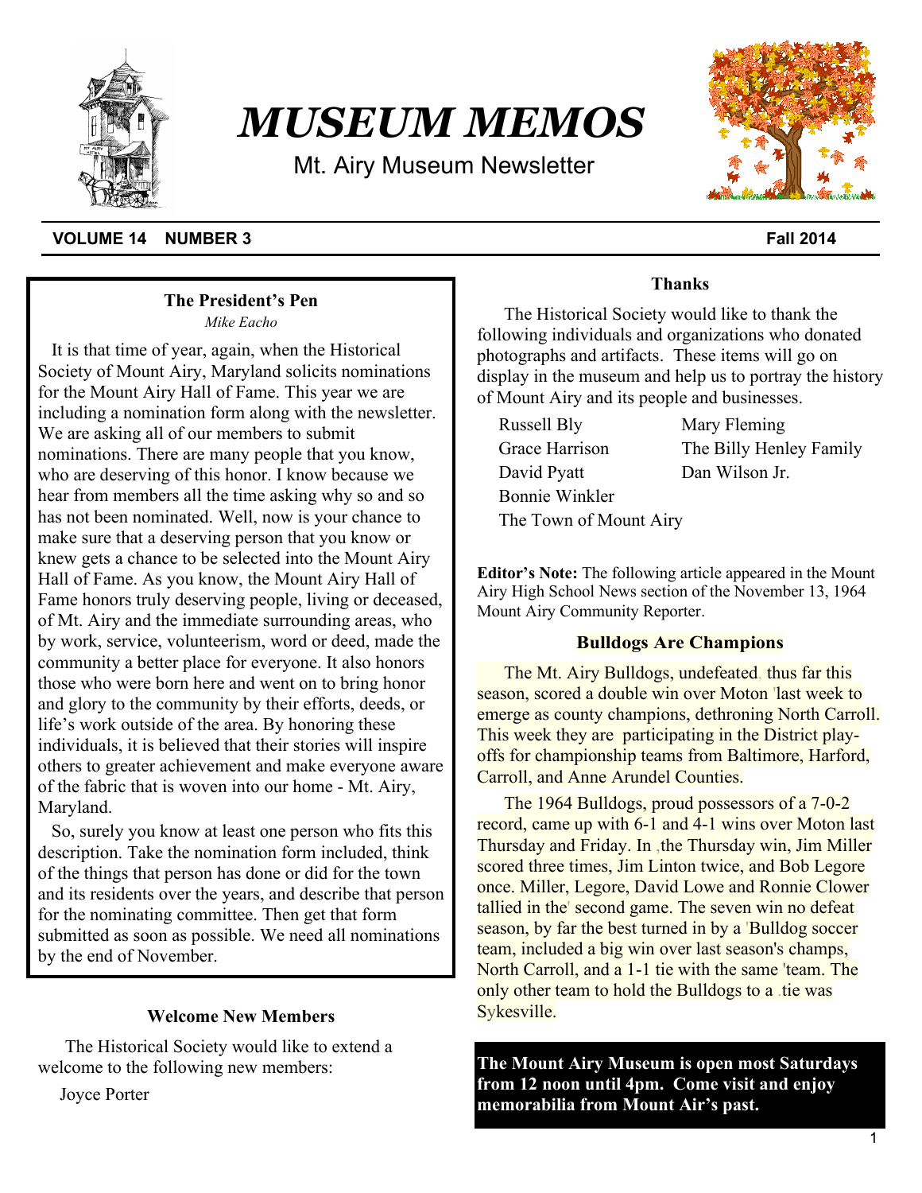# MUSEUM MEMOS

Mt. Airy Museum Newsletter

**VOLUME 14 NUMBER 3** **Fall 2014**

### The President's Pen

*Mike Eacho*

It is that time of year, again, when the Historical Society of Mount Airy, Maryland solicits nominations for the Mount Airy Hall of Fame. This year we are including a nomination form along with the newsletter. We are asking all of our members to submit nominations. There are many people that you know, who are deserving of this honor. I know because we hear from members all the time asking why so and so has not been nominated. Well, now is your chance to make sure that a deserving person that you know or knew gets a chance to be selected into the Mount Airy Hall of Fame. As you know, the Mount Airy Hall of Fame honors truly deserving people, living or deceased, of Mt. Airy and the immediate surrounding areas, who by work, service, volunteerism, word or deed, made the community a better place for everyone. It also honors those who were born here and went on to bring honor and glory to the community by their efforts, deeds, or life's work outside of the area. By honoring these individuals, it is believed that their stories will inspire others to greater achievement and make everyone aware of the fabric that is woven into our home - Mt. Airy, Maryland.

So, surely you know at least one person who fits this description. Take the nomination form included, think of the things that person has done or did for the town and its residents over the years, and describe that person for the nominating committee. Then get that form submitted as soon as possible. We need all nominations by the end of November.

### Welcome New Members

The Historical Society would like to extend a welcome to the following new members:

Joyce Porter

### Thanks

The Historical Society would like to thank the following individuals and organizations who donated photographs and artifacts. These items will go on display in the museum and help us to portray the history of Mount Airy and its people and businesses.

Russell Bly
Mary Fleming
Grace Harrison
The Billy Henley Family
David Pyatt
Dan Wilson Jr.
Bonnie Winkler
The Town of Mount Airy

**Editor's Note:** The following article appeared in the Mount Airy High School News section of the November 13, 1964 Mount Airy Community Reporter.

### Bulldogs Are Champions

The Mt. Airy Bulldogs, undefeated thus far this season, scored a double win over Moton last week to emerge as county champions, dethroning North Carroll. This week they are participating in the District play-offs for championship teams from Baltimore, Harford, Carroll, and Anne Arundel Counties.

The 1964 Bulldogs, proud possessors of a 7-0-2 record, came up with 6-1 and 4-1 wins over Moton last Thursday and Friday. In the Thursday win, Jim Miller scored three times, Jim Linton twice, and Bob Legore once. Miller, Legore, David Lowe and Ronnie Clower tallied in the second game. The seven win no defeat season, by far the best turned in by a Bulldog soccer team, included a big win over last season's champs, North Carroll, and a 1-1 tie with the same team. The only other team to hold the Bulldogs to a tie was Sykesville.

**The Mount Airy Museum is open most Saturdays from 12 noon until 4pm. Come visit and enjoy memorabilia from Mount Air's past.**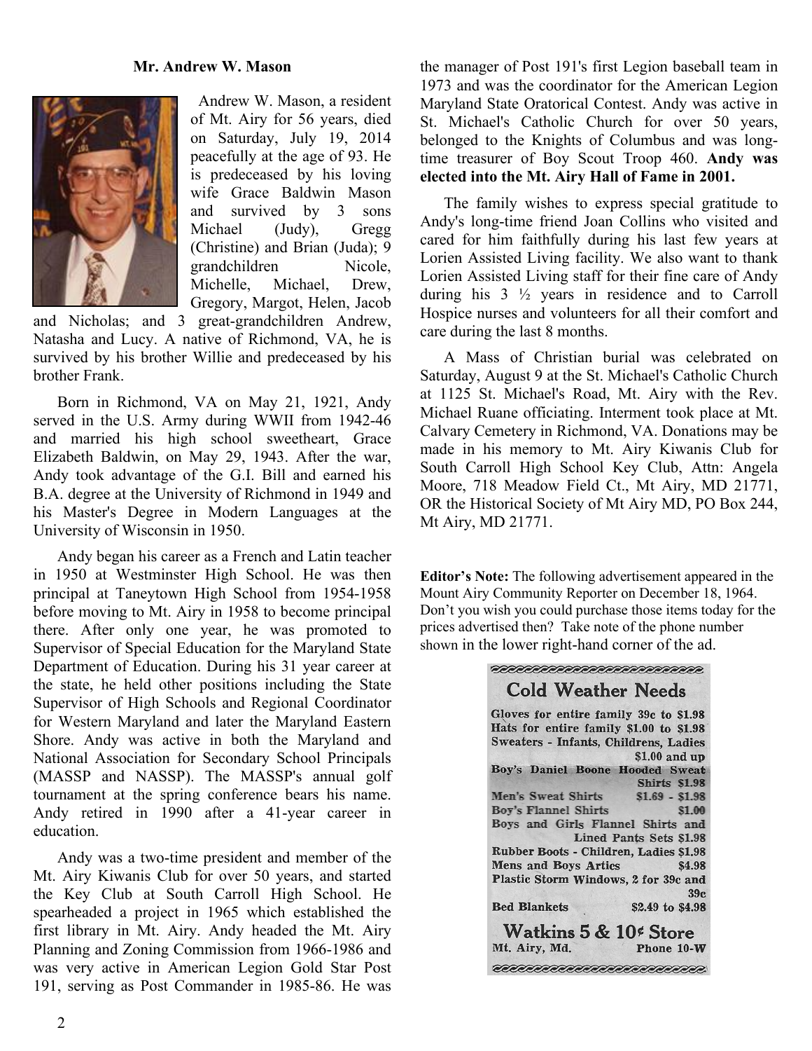### Mr. Andrew W. Mason

Andrew W. Mason, a resident of Mt. Airy for 56 years, died on Saturday, July 19, 2014 peacefully at the age of 93. He is predeceased by his loving wife Grace Baldwin Mason and survived by 3 sons Michael (Judy), Gregg (Christine) and Brian (Juda); 9 grandchildren Nicole, Michelle, Michael, Drew, Gregory, Margot, Helen, Jacob and Nicholas; and 3 great-grandchildren Andrew, Natasha and Lucy. A native of Richmond, VA, he is survived by his brother Willie and predeceased by his brother Frank.

Born in Richmond, VA on May 21, 1921, Andy served in the U.S. Army during WWII from 1942-46 and married his high school sweetheart, Grace Elizabeth Baldwin, on May 29, 1943. After the war, Andy took advantage of the G.I. Bill and earned his B.A. degree at the University of Richmond in 1949 and his Master's Degree in Modern Languages at the University of Wisconsin in 1950.

Andy began his career as a French and Latin teacher in 1950 at Westminster High School. He was then principal at Taneytown High School from 1954-1958 before moving to Mt. Airy in 1958 to become principal there. After only one year, he was promoted to Supervisor of Special Education for the Maryland State Department of Education. During his 31 year career at the state, he held other positions including the State Supervisor of High Schools and Regional Coordinator for Western Maryland and later the Maryland Eastern Shore. Andy was active in both the Maryland and National Association for Secondary School Principals (MASSP and NASSP). The MASSP's annual golf tournament at the spring conference bears his name. Andy retired in 1990 after a 41-year career in education.

Andy was a two-time president and member of the Mt. Airy Kiwanis Club for over 50 years, and started the Key Club at South Carroll High School. He spearheaded a project in 1965 which established the first library in Mt. Airy. Andy headed the Mt. Airy Planning and Zoning Commission from 1966-1986 and was very active in American Legion Gold Star Post 191, serving as Post Commander in 1985-86. He was the manager of Post 191's first Legion baseball team in 1973 and was the coordinator for the American Legion Maryland State Oratorical Contest. Andy was active in St. Michael's Catholic Church for over 50 years, belonged to the Knights of Columbus and was long-time treasurer of Boy Scout Troop 460. **Andy was elected into the Mt. Airy Hall of Fame in 2001.**

The family wishes to express special gratitude to Andy's long-time friend Joan Collins who visited and cared for him faithfully during his last few years at Lorien Assisted Living facility. We also want to thank Lorien Assisted Living staff for their fine care of Andy during his 3 ½ years in residence and to Carroll Hospice nurses and volunteers for all their comfort and care during the last 8 months.

A Mass of Christian burial was celebrated on Saturday, August 9 at the St. Michael's Catholic Church at 1125 St. Michael's Road, Mt. Airy with the Rev. Michael Ruane officiating. Interment took place at Mt. Calvary Cemetery in Richmond, VA. Donations may be made in his memory to Mt. Airy Kiwanis Club for South Carroll High School Key Club, Attn: Angela Moore, 718 Meadow Field Ct., Mt Airy, MD 21771, OR the Historical Society of Mt Airy MD, PO Box 244, Mt Airy, MD 21771.

**Editor's Note:** The following advertisement appeared in the Mount Airy Community Reporter on December 18, 1964. Don't you wish you could purchase those items today for the prices advertised then? Take note of the phone number shown in the lower right-hand corner of the ad.

**Cold Weather Needs**

Gloves for entire family 39c to $1.98
Hats for entire family $1.00 to $1.98
Sweaters - Infants, Childrens, Ladies $1.00 and up
Boy's Daniel Boone Hooded Sweat Shirts $1.98
Men's Sweat Shirts $1.69 - $1.98
Boy's Flannel Shirts $1.00
Boys and Girls Flannel Shirts and Lined Pants Sets $1.98
Rubber Boots - Children, Ladies $1.98
Mens and Boys Artics $4.98
Plastic Storm Windows, 2 for 39c and 39c
Bed Blankets $2.49 to $4.98

**Watkins 5 & 10¢ Store**
Mt. Airy, Md. Phone 10-W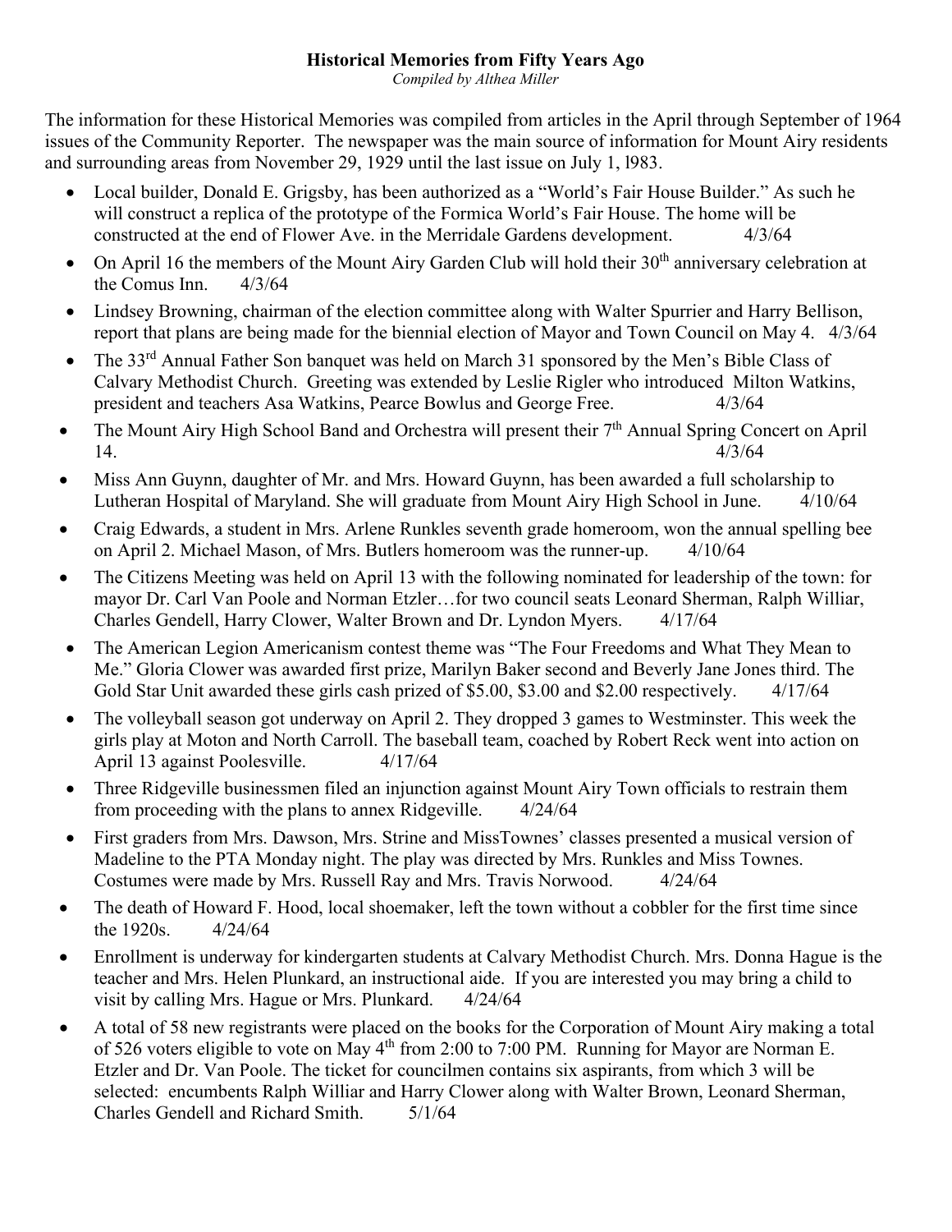**Historical Memories from Fifty Years Ago**

*Compiled by Althea Miller*

The information for these Historical Memories was compiled from articles in the April through September of 1964 issues of the Community Reporter. The newspaper was the main source of information for Mount Airy residents and surrounding areas from November 29, 1929 until the last issue on July 1, l983.

- Local builder, Donald E. Grigsby, has been authorized as a "World's Fair House Builder." As such he will construct a replica of the prototype of the Formica World's Fair House. The home will be constructed at the end of Flower Ave. in the Merridale Gardens development. 4/3/64
- On April 16 the members of the Mount Airy Garden Club will hold their 30th anniversary celebration at the Comus Inn. 4/3/64
- Lindsey Browning, chairman of the election committee along with Walter Spurrier and Harry Bellison, report that plans are being made for the biennial election of Mayor and Town Council on May 4. 4/3/64
- The 33rd Annual Father Son banquet was held on March 31 sponsored by the Men's Bible Class of Calvary Methodist Church. Greeting was extended by Leslie Rigler who introduced Milton Watkins, president and teachers Asa Watkins, Pearce Bowlus and George Free. 4/3/64
- The Mount Airy High School Band and Orchestra will present their 7th Annual Spring Concert on April 14. 4/3/64
- Miss Ann Guynn, daughter of Mr. and Mrs. Howard Guynn, has been awarded a full scholarship to Lutheran Hospital of Maryland. She will graduate from Mount Airy High School in June. 4/10/64
- Craig Edwards, a student in Mrs. Arlene Runkles seventh grade homeroom, won the annual spelling bee on April 2. Michael Mason, of Mrs. Butlers homeroom was the runner-up. 4/10/64
- The Citizens Meeting was held on April 13 with the following nominated for leadership of the town: for mayor Dr. Carl Van Poole and Norman Etzler…for two council seats Leonard Sherman, Ralph Williar, Charles Gendell, Harry Clower, Walter Brown and Dr. Lyndon Myers. 4/17/64
- The American Legion Americanism contest theme was "The Four Freedoms and What They Mean to Me." Gloria Clower was awarded first prize, Marilyn Baker second and Beverly Jane Jones third. The Gold Star Unit awarded these girls cash prized of $5.00, $3.00 and $2.00 respectively. 4/17/64
- The volleyball season got underway on April 2. They dropped 3 games to Westminster. This week the girls play at Moton and North Carroll. The baseball team, coached by Robert Reck went into action on April 13 against Poolesville. 4/17/64
- Three Ridgeville businessmen filed an injunction against Mount Airy Town officials to restrain them from proceeding with the plans to annex Ridgeville. 4/24/64
- First graders from Mrs. Dawson, Mrs. Strine and MissTownes' classes presented a musical version of Madeline to the PTA Monday night. The play was directed by Mrs. Runkles and Miss Townes. Costumes were made by Mrs. Russell Ray and Mrs. Travis Norwood. 4/24/64
- The death of Howard F. Hood, local shoemaker, left the town without a cobbler for the first time since the 1920s. 4/24/64
- Enrollment is underway for kindergarten students at Calvary Methodist Church. Mrs. Donna Hague is the teacher and Mrs. Helen Plunkard, an instructional aide. If you are interested you may bring a child to visit by calling Mrs. Hague or Mrs. Plunkard. 4/24/64
- A total of 58 new registrants were placed on the books for the Corporation of Mount Airy making a total of 526 voters eligible to vote on May 4th from 2:00 to 7:00 PM. Running for Mayor are Norman E. Etzler and Dr. Van Poole. The ticket for councilmen contains six aspirants, from which 3 will be selected: encumbents Ralph Williar and Harry Clower along with Walter Brown, Leonard Sherman, Charles Gendell and Richard Smith. 5/1/64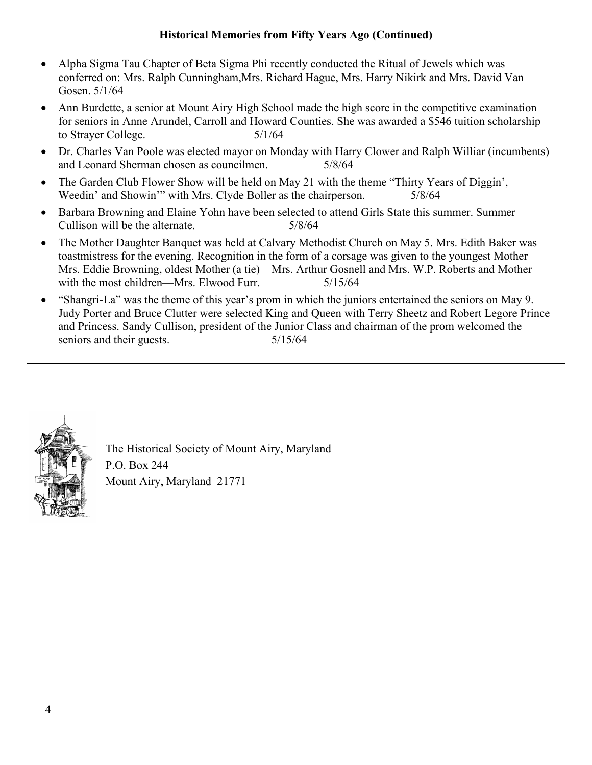## Historical Memories from Fifty Years Ago (Continued)

- Alpha Sigma Tau Chapter of Beta Sigma Phi recently conducted the Ritual of Jewels which was conferred on: Mrs. Ralph Cunningham,Mrs. Richard Hague, Mrs. Harry Nikirk and Mrs. David Van Gosen. 5/1/64
- Ann Burdette, a senior at Mount Airy High School made the high score in the competitive examination for seniors in Anne Arundel, Carroll and Howard Counties. She was awarded a $546 tuition scholarship to Strayer College. 5/1/64
- Dr. Charles Van Poole was elected mayor on Monday with Harry Clower and Ralph Williar (incumbents) and Leonard Sherman chosen as councilmen. 5/8/64
- The Garden Club Flower Show will be held on May 21 with the theme "Thirty Years of Diggin', Weedin' and Showin'" with Mrs. Clyde Boller as the chairperson. 5/8/64
- Barbara Browning and Elaine Yohn have been selected to attend Girls State this summer. Summer Cullison will be the alternate. 5/8/64
- The Mother Daughter Banquet was held at Calvary Methodist Church on May 5. Mrs. Edith Baker was toastmistress for the evening. Recognition in the form of a corsage was given to the youngest Mother—Mrs. Eddie Browning, oldest Mother (a tie)—Mrs. Arthur Gosnell and Mrs. W.P. Roberts and Mother with the most children—Mrs. Elwood Furr. 5/15/64
- "Shangri-La" was the theme of this year's prom in which the juniors entertained the seniors on May 9. Judy Porter and Bruce Clutter were selected King and Queen with Terry Sheetz and Robert Legore Prince and Princess. Sandy Cullison, president of the Junior Class and chairman of the prom welcomed the seniors and their guests. 5/15/64

---

The Historical Society of Mount Airy, Maryland
P.O. Box 244
Mount Airy, Maryland 21771